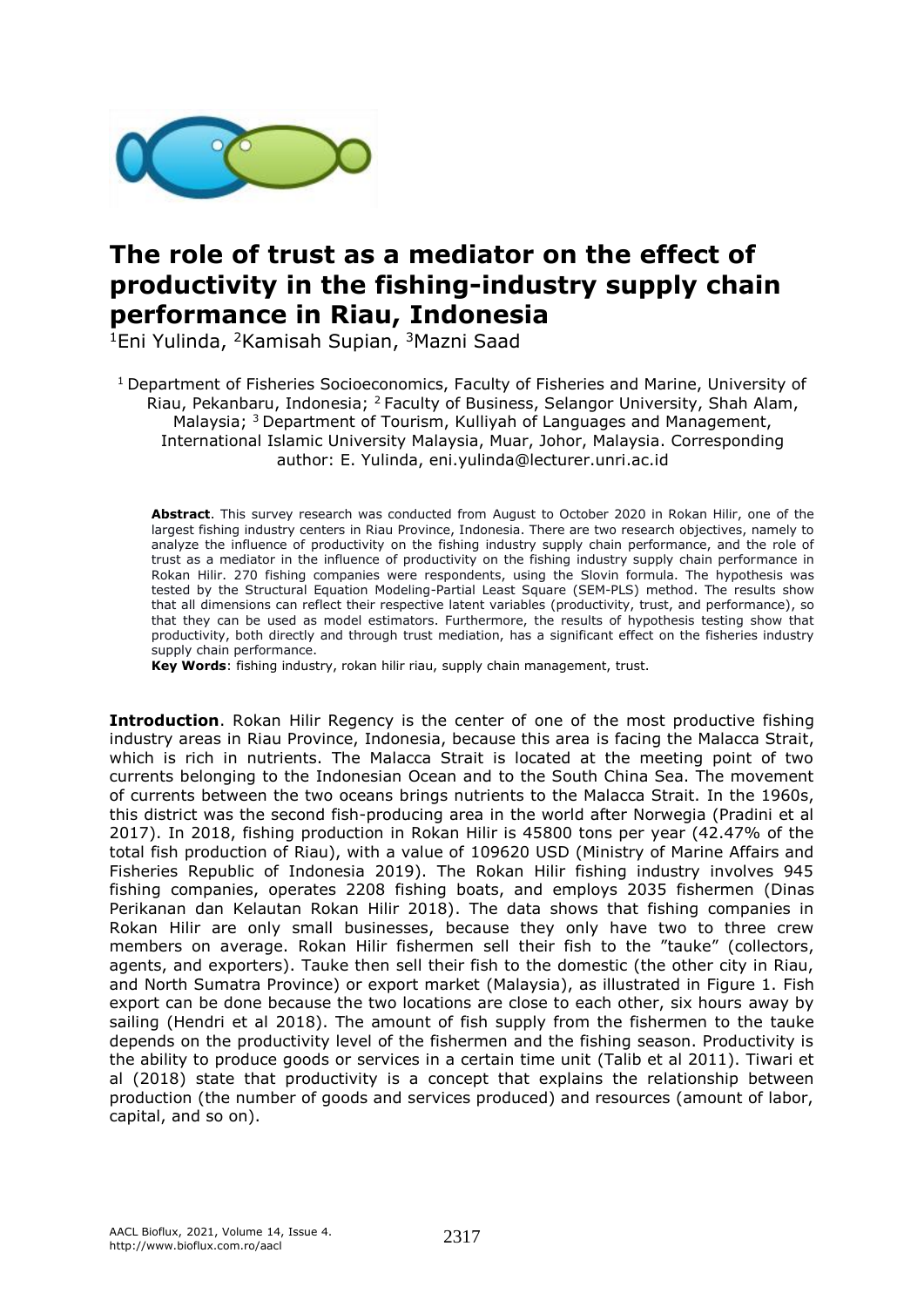# The role of trust as a mediator on the effect of productivity in the fishing-industry supply chain performance in Riau, Indonesia

[1]Eni Yulinda, [2]Kamisah Supian, [3]Mazni Saad

[1] Department of Fisheries Socioeconomics, Faculty of Fisheries and Marine, University of Riau, Pekanbaru, Indonesia; [2] Faculty of Business, Selangor University, Shah Alam, Malaysia; [3] Department of Tourism, Kulliyah of Languages and Management, International Islamic University Malaysia, Muar, Johor, Malaysia. Corresponding author: E. Yulinda, eni.yulinda@lecturer.unri.ac.id

**Abstract**. This survey research was conducted from August to October 2020 in Rokan Hilir, one of the largest fishing industry centers in Riau Province, Indonesia. There are two research objectives, namely to analyze the influence of productivity on the fishing industry supply chain performance, and the role of trust as a mediator in the influence of productivity on the fishing industry supply chain performance in Rokan Hilir. 270 fishing companies were respondents, using the Slovin formula. The hypothesis was tested by the Structural Equation Modeling-Partial Least Square (SEM-PLS) method. The results show that all dimensions can reflect their respective latent variables (productivity, trust, and performance), so that they can be used as model estimators. Furthermore, the results of hypothesis testing show that productivity, both directly and through trust mediation, has a significant effect on the fisheries industry supply chain performance.

**Key Words**: fishing industry, rokan hilir riau, supply chain management, trust.

**Introduction**. Rokan Hilir Regency is the center of one of the most productive fishing industry areas in Riau Province, Indonesia, because this area is facing the Malacca Strait, which is rich in nutrients. The Malacca Strait is located at the meeting point of two currents belonging to the Indonesian Ocean and to the South China Sea. The movement of currents between the two oceans brings nutrients to the Malacca Strait. In the 1960s, this district was the second fish-producing area in the world after Norwegia (Pradini et al 2017). In 2018, fishing production in Rokan Hilir is 45800 tons per year (42.47% of the total fish production of Riau), with a value of 109620 USD (Ministry of Marine Affairs and Fisheries Republic of Indonesia 2019). The Rokan Hilir fishing industry involves 945 fishing companies, operates 2208 fishing boats, and employs 2035 fishermen (Dinas Perikanan dan Kelautan Rokan Hilir 2018). The data shows that fishing companies in Rokan Hilir are only small businesses, because they only have two to three crew members on average. Rokan Hilir fishermen sell their fish to the "tauke" (collectors, agents, and exporters). Tauke then sell their fish to the domestic (the other city in Riau, and North Sumatra Province) or export market (Malaysia), as illustrated in Figure 1. Fish export can be done because the two locations are close to each other, six hours away by sailing (Hendri et al 2018). The amount of fish supply from the fishermen to the tauke depends on the productivity level of the fishermen and the fishing season. Productivity is the ability to produce goods or services in a certain time unit (Talib et al 2011). Tiwari et al (2018) state that productivity is a concept that explains the relationship between production (the number of goods and services produced) and resources (amount of labor, capital, and so on).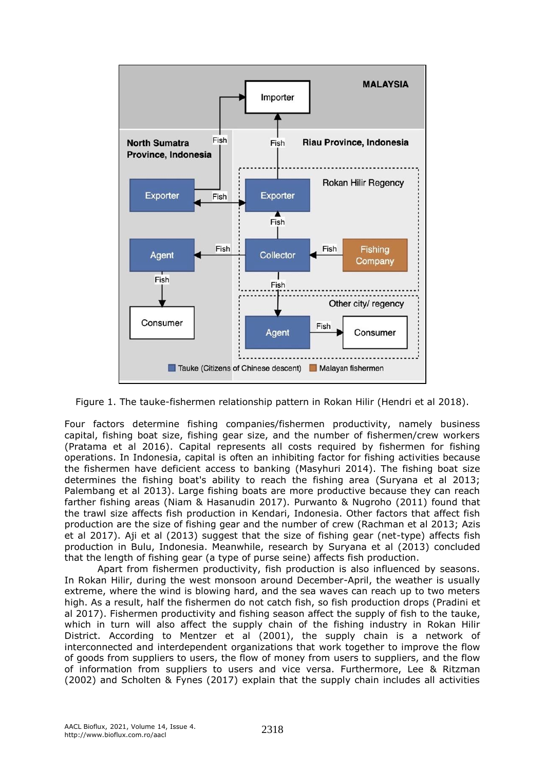Figure 1. The tauke-fishermen relationship pattern in Rokan Hilir (Hendri et al 2018).

Four factors determine fishing companies/fishermen productivity, namely business capital, fishing boat size, fishing gear size, and the number of fishermen/crew workers (Pratama et al 2016). Capital represents all costs required by fishermen for fishing operations. In Indonesia, capital is often an inhibiting factor for fishing activities because the fishermen have deficient access to banking (Masyhuri 2014). The fishing boat size determines the fishing boat's ability to reach the fishing area (Suryana et al 2013; Palembang et al 2013). Large fishing boats are more productive because they can reach farther fishing areas (Niam & Hasanudin 2017). Purwanto & Nugroho (2011) found that the trawl size affects fish production in Kendari, Indonesia. Other factors that affect fish production are the size of fishing gear and the number of crew (Rachman et al 2013; Azis et al 2017). Aji et al (2013) suggest that the size of fishing gear (net-type) affects fish production in Bulu, Indonesia. Meanwhile, research by Suryana et al (2013) concluded that the length of fishing gear (a type of purse seine) affects fish production.

Apart from fishermen productivity, fish production is also influenced by seasons. In Rokan Hilir, during the west monsoon around December-April, the weather is usually extreme, where the wind is blowing hard, and the sea waves can reach up to two meters high. As a result, half the fishermen do not catch fish, so fish production drops (Pradini et al 2017). Fishermen productivity and fishing season affect the supply of fish to the tauke, which in turn will also affect the supply chain of the fishing industry in Rokan Hilir District. According to Mentzer et al (2001), the supply chain is a network of interconnected and interdependent organizations that work together to improve the flow of goods from suppliers to users, the flow of money from users to suppliers, and the flow of information from suppliers to users and vice versa. Furthermore, Lee & Ritzman (2002) and Scholten & Fynes (2017) explain that the supply chain includes all activities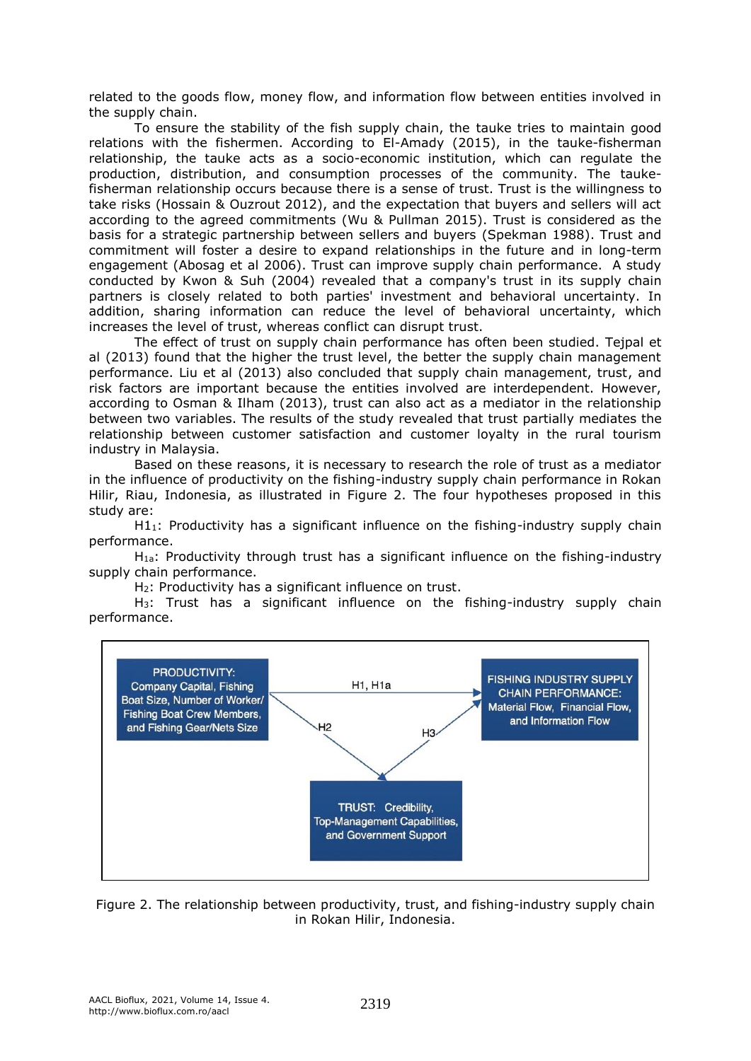related to the goods flow, money flow, and information flow between entities involved in the supply chain.

To ensure the stability of the fish supply chain, the tauke tries to maintain good relations with the fishermen. According to El-Amady (2015), in the tauke-fisherman relationship, the tauke acts as a socio-economic institution, which can regulate the production, distribution, and consumption processes of the community. The tauke-fisherman relationship occurs because there is a sense of trust. Trust is the willingness to take risks (Hossain & Ouzrout 2012), and the expectation that buyers and sellers will act according to the agreed commitments (Wu & Pullman 2015). Trust is considered as the basis for a strategic partnership between sellers and buyers (Spekman 1988). Trust and commitment will foster a desire to expand relationships in the future and in long-term engagement (Abosag et al 2006). Trust can improve supply chain performance. A study conducted by Kwon & Suh (2004) revealed that a company's trust in its supply chain partners is closely related to both parties' investment and behavioral uncertainty. In addition, sharing information can reduce the level of behavioral uncertainty, which increases the level of trust, whereas conflict can disrupt trust.

The effect of trust on supply chain performance has often been studied. Tejpal et al (2013) found that the higher the trust level, the better the supply chain management performance. Liu et al (2013) also concluded that supply chain management, trust, and risk factors are important because the entities involved are interdependent. However, according to Osman & Ilham (2013), trust can also act as a mediator in the relationship between two variables. The results of the study revealed that trust partially mediates the relationship between customer satisfaction and customer loyalty in the rural tourism industry in Malaysia.

Based on these reasons, it is necessary to research the role of trust as a mediator in the influence of productivity on the fishing-industry supply chain performance in Rokan Hilir, Riau, Indonesia, as illustrated in Figure 2. The four hypotheses proposed in this study are:

$H1_1$: Productivity has a significant influence on the fishing-industry supply chain performance.

$H_{1a}$: Productivity through trust has a significant influence on the fishing-industry supply chain performance.

$H_2$: Productivity has a significant influence on trust.

$H_3$: Trust has a significant influence on the fishing-industry supply chain performance.

PRODUCTIVITY: Company Capital, Fishing Boat Size, Number of Worker/ Fishing Boat Crew Members, and Fishing Gear/Nets Size

H1, H1a

FISHING INDUSTRY SUPPLY CHAIN PERFORMANCE: Material Flow, Financial Flow, and Information Flow

H2

H3

TRUST: Credibility, Top-Management Capabilities, and Government Support

Figure 2. The relationship between productivity, trust, and fishing-industry supply chain in Rokan Hilir, Indonesia.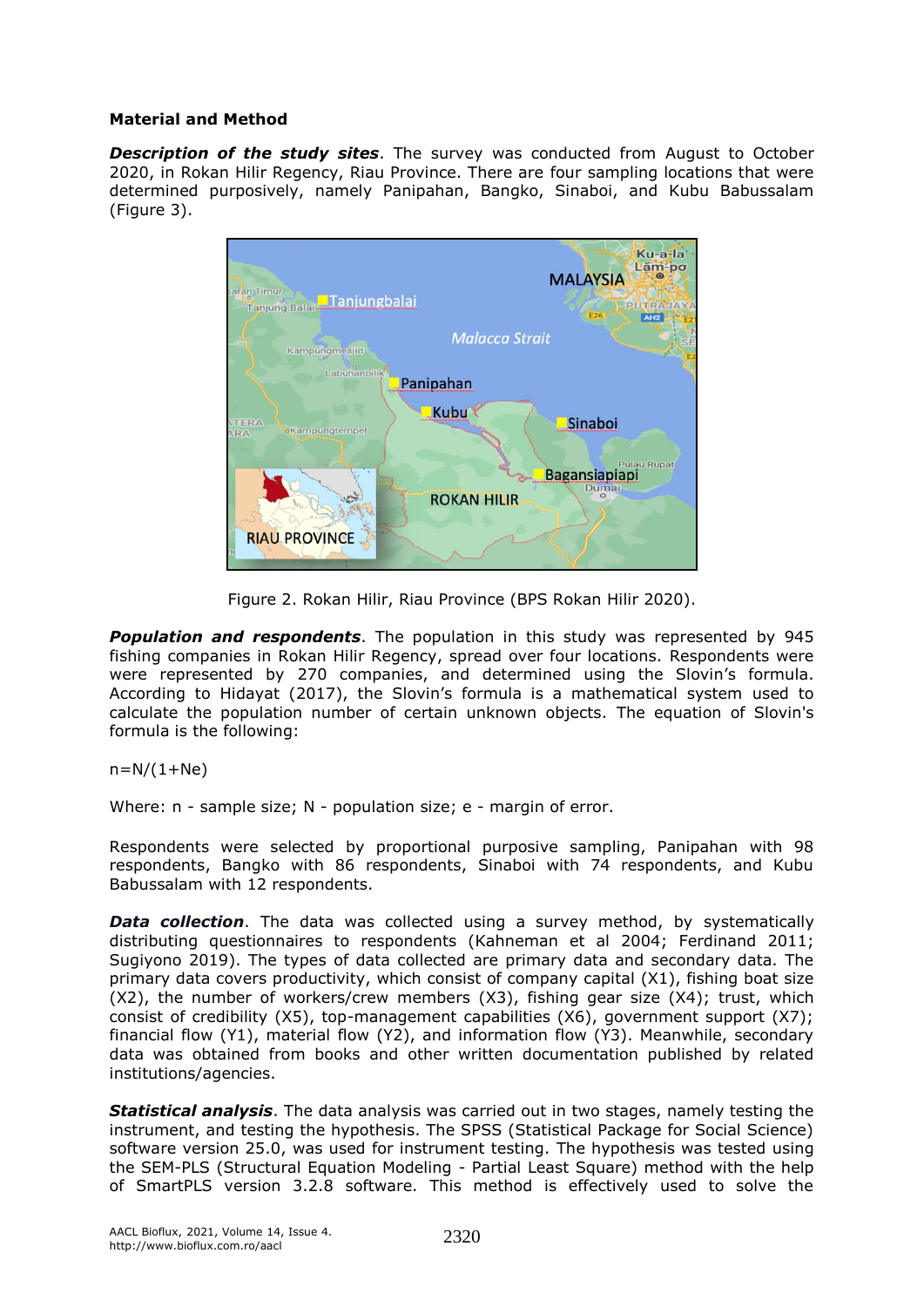## Material and Method

***Description of the study sites***. The survey was conducted from August to October 2020, in Rokan Hilir Regency, Riau Province. There are four sampling locations that were determined purposively, namely Panipahan, Bangko, Sinaboi, and Kubu Babussalam (Figure 3).

Figure 2. Rokan Hilir, Riau Province (BPS Rokan Hilir 2020).

***Population and respondents***. The population in this study was represented by 945 fishing companies in Rokan Hilir Regency, spread over four locations. Respondents were were represented by 270 companies, and determined using the Slovin's formula. According to Hidayat (2017), the Slovin's formula is a mathematical system used to calculate the population number of certain unknown objects. The equation of Slovin's formula is the following:

$$n=N/(1+Ne)$$

Where: n - sample size; N - population size; e - margin of error.

Respondents were selected by proportional purposive sampling, Panipahan with 98 respondents, Bangko with 86 respondents, Sinaboi with 74 respondents, and Kubu Babussalam with 12 respondents.

***Data collection***. The data was collected using a survey method, by systematically distributing questionnaires to respondents (Kahneman et al 2004; Ferdinand 2011; Sugiyono 2019). The types of data collected are primary data and secondary data. The primary data covers productivity, which consist of company capital (X1), fishing boat size (X2), the number of workers/crew members (X3), fishing gear size (X4); trust, which consist of credibility (X5), top-management capabilities (X6), government support (X7); financial flow (Y1), material flow (Y2), and information flow (Y3). Meanwhile, secondary data was obtained from books and other written documentation published by related institutions/agencies.

***Statistical analysis***. The data analysis was carried out in two stages, namely testing the instrument, and testing the hypothesis. The SPSS (Statistical Package for Social Science) software version 25.0, was used for instrument testing. The hypothesis was tested using the SEM-PLS (Structural Equation Modeling - Partial Least Square) method with the help of SmartPLS version 3.2.8 software. This method is effectively used to solve the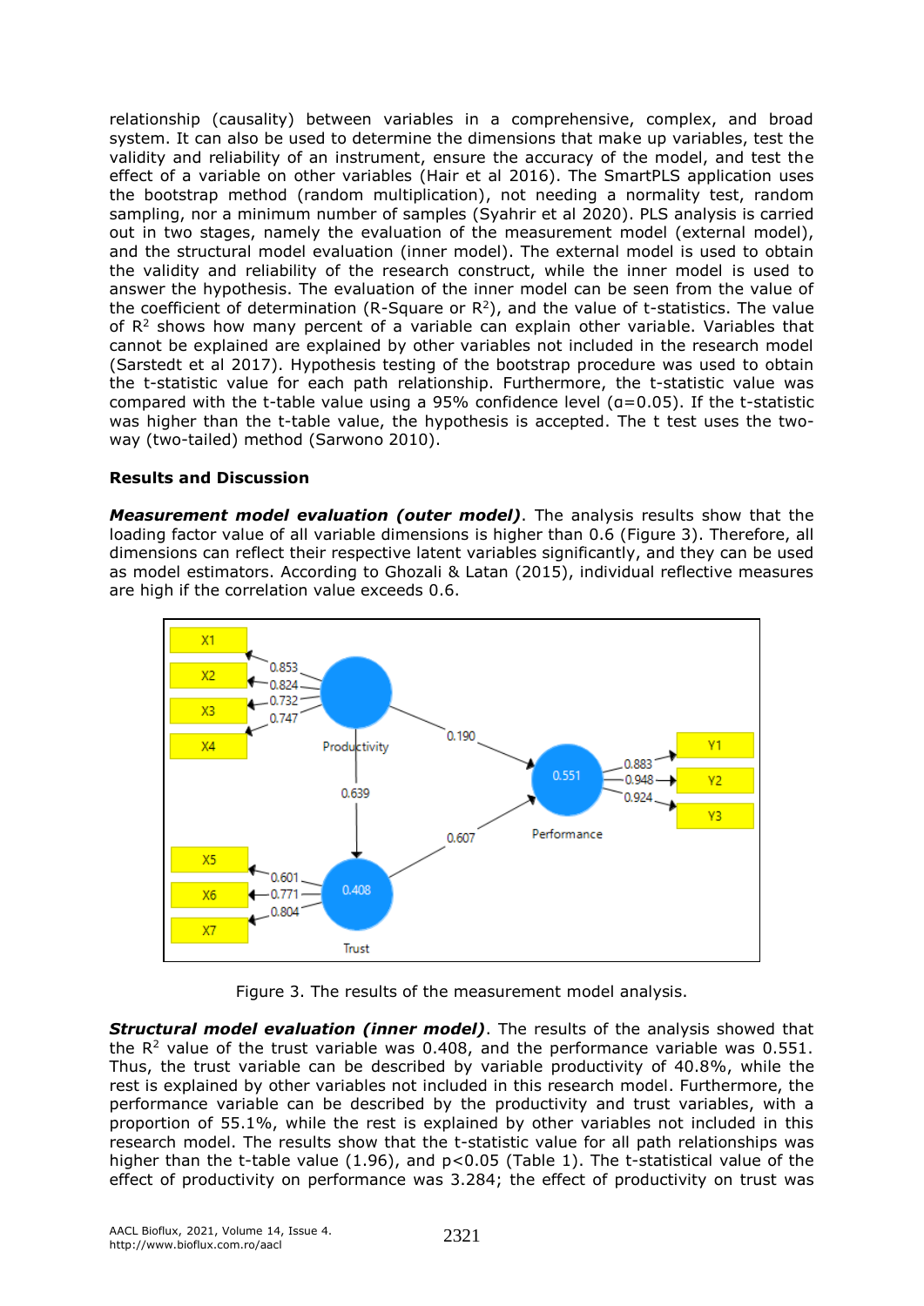relationship (causality) between variables in a comprehensive, complex, and broad system. It can also be used to determine the dimensions that make up variables, test the validity and reliability of an instrument, ensure the accuracy of the model, and test the effect of a variable on other variables (Hair et al 2016). The SmartPLS application uses the bootstrap method (random multiplication), not needing a normality test, random sampling, nor a minimum number of samples (Syahrir et al 2020). PLS analysis is carried out in two stages, namely the evaluation of the measurement model (external model), and the structural model evaluation (inner model). The external model is used to obtain the validity and reliability of the research construct, while the inner model is used to answer the hypothesis. The evaluation of the inner model can be seen from the value of the coefficient of determination (R-Square or $R^2$), and the value of t-statistics. The value of $R^2$ shows how many percent of a variable can explain other variable. Variables that cannot be explained are explained by other variables not included in the research model (Sarstedt et al 2017). Hypothesis testing of the bootstrap procedure was used to obtain the t-statistic value for each path relationship. Furthermore, the t-statistic value was compared with the t-table value using a 95% confidence level ($\alpha$=0.05). If the t-statistic was higher than the t-table value, the hypothesis is accepted. The t test uses the two-way (two-tailed) method (Sarwono 2010).

## Results and Discussion

***Measurement model evaluation (outer model)***. The analysis results show that the loading factor value of all variable dimensions is higher than 0.6 (Figure 3). Therefore, all dimensions can reflect their respective latent variables significantly, and they can be used as model estimators. According to Ghozali & Latan (2015), individual reflective measures are high if the correlation value exceeds 0.6.

Figure 3. The results of the measurement model analysis.

***Structural model evaluation (inner model)***. The results of the analysis showed that the $R^2$ value of the trust variable was 0.408, and the performance variable was 0.551. Thus, the trust variable can be described by variable productivity of 40.8%, while the rest is explained by other variables not included in this research model. Furthermore, the performance variable can be described by the productivity and trust variables, with a proportion of 55.1%, while the rest is explained by other variables not included in this research model. The results show that the t-statistic value for all path relationships was higher than the t-table value (1.96), and $p<0.05$ (Table 1). The t-statistical value of the effect of productivity on performance was 3.284; the effect of productivity on trust was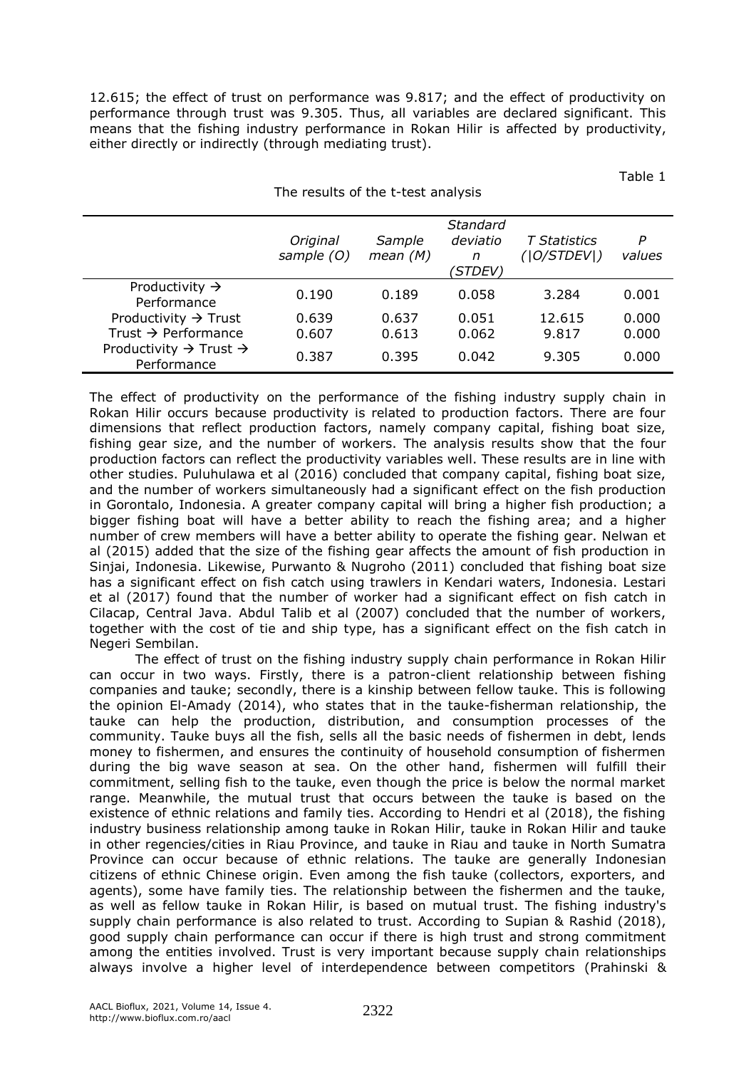12.615; the effect of trust on performance was 9.817; and the effect of productivity on performance through trust was 9.305. Thus, all variables are declared significant. This means that the fishing industry performance in Rokan Hilir is affected by productivity, either directly or indirectly (through mediating trust).

Table 1

The results of the t-test analysis

| | *Original sample (O)* | *Sample mean (M)* | *Standard deviation (STDEV)* | *T Statistics (\|O/STDEV\|)* | *P values* |
|---|---|---|---|---|---|
| Productivity → Performance | 0.190 | 0.189 | 0.058 | 3.284 | 0.001 |
| Productivity → Trust | 0.639 | 0.637 | 0.051 | 12.615 | 0.000 |
| Trust → Performance | 0.607 | 0.613 | 0.062 | 9.817 | 0.000 |
| Productivity → Trust → Performance | 0.387 | 0.395 | 0.042 | 9.305 | 0.000 |

The effect of productivity on the performance of the fishing industry supply chain in Rokan Hilir occurs because productivity is related to production factors. There are four dimensions that reflect production factors, namely company capital, fishing boat size, fishing gear size, and the number of workers. The analysis results show that the four production factors can reflect the productivity variables well. These results are in line with other studies. Puluhulawa et al (2016) concluded that company capital, fishing boat size, and the number of workers simultaneously had a significant effect on the fish production in Gorontalo, Indonesia. A greater company capital will bring a higher fish production; a bigger fishing boat will have a better ability to reach the fishing area; and a higher number of crew members will have a better ability to operate the fishing gear. Nelwan et al (2015) added that the size of the fishing gear affects the amount of fish production in Sinjai, Indonesia. Likewise, Purwanto & Nugroho (2011) concluded that fishing boat size has a significant effect on fish catch using trawlers in Kendari waters, Indonesia. Lestari et al (2017) found that the number of worker had a significant effect on fish catch in Cilacap, Central Java. Abdul Talib et al (2007) concluded that the number of workers, together with the cost of tie and ship type, has a significant effect on the fish catch in Negeri Sembilan.

The effect of trust on the fishing industry supply chain performance in Rokan Hilir can occur in two ways. Firstly, there is a patron-client relationship between fishing companies and tauke; secondly, there is a kinship between fellow tauke. This is following the opinion El-Amady (2014), who states that in the tauke-fisherman relationship, the tauke can help the production, distribution, and consumption processes of the community. Tauke buys all the fish, sells all the basic needs of fishermen in debt, lends money to fishermen, and ensures the continuity of household consumption of fishermen during the big wave season at sea. On the other hand, fishermen will fulfill their commitment, selling fish to the tauke, even though the price is below the normal market range. Meanwhile, the mutual trust that occurs between the tauke is based on the existence of ethnic relations and family ties. According to Hendri et al (2018), the fishing industry business relationship among tauke in Rokan Hilir, tauke in Rokan Hilir and tauke in other regencies/cities in Riau Province, and tauke in Riau and tauke in North Sumatra Province can occur because of ethnic relations. The tauke are generally Indonesian citizens of ethnic Chinese origin. Even among the fish tauke (collectors, exporters, and agents), some have family ties. The relationship between the fishermen and the tauke, as well as fellow tauke in Rokan Hilir, is based on mutual trust. The fishing industry's supply chain performance is also related to trust. According to Supian & Rashid (2018), good supply chain performance can occur if there is high trust and strong commitment among the entities involved. Trust is very important because supply chain relationships always involve a higher level of interdependence between competitors (Prahinski &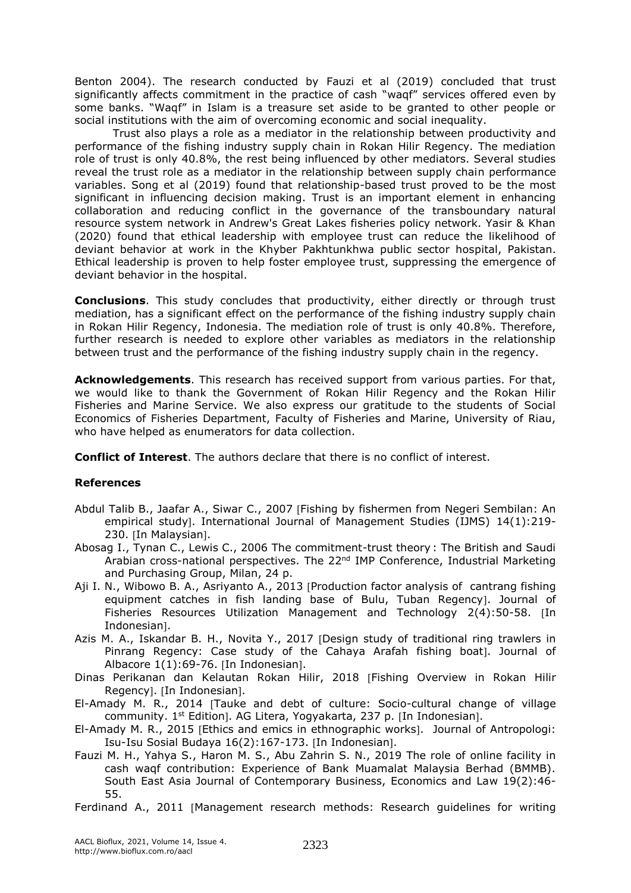Benton 2004). The research conducted by Fauzi et al (2019) concluded that trust significantly affects commitment in the practice of cash "waqf" services offered even by some banks. "Waqf" in Islam is a treasure set aside to be granted to other people or social institutions with the aim of overcoming economic and social inequality.

Trust also plays a role as a mediator in the relationship between productivity and performance of the fishing industry supply chain in Rokan Hilir Regency. The mediation role of trust is only 40.8%, the rest being influenced by other mediators. Several studies reveal the trust role as a mediator in the relationship between supply chain performance variables. Song et al (2019) found that relationship-based trust proved to be the most significant in influencing decision making. Trust is an important element in enhancing collaboration and reducing conflict in the governance of the transboundary natural resource system network in Andrew's Great Lakes fisheries policy network. Yasir & Khan (2020) found that ethical leadership with employee trust can reduce the likelihood of deviant behavior at work in the Khyber Pakhtunkhwa public sector hospital, Pakistan. Ethical leadership is proven to help foster employee trust, suppressing the emergence of deviant behavior in the hospital.

**Conclusions**. This study concludes that productivity, either directly or through trust mediation, has a significant effect on the performance of the fishing industry supply chain in Rokan Hilir Regency, Indonesia. The mediation role of trust is only 40.8%. Therefore, further research is needed to explore other variables as mediators in the relationship between trust and the performance of the fishing industry supply chain in the regency.

**Acknowledgements**. This research has received support from various parties. For that, we would like to thank the Government of Rokan Hilir Regency and the Rokan Hilir Fisheries and Marine Service. We also express our gratitude to the students of Social Economics of Fisheries Department, Faculty of Fisheries and Marine, University of Riau, who have helped as enumerators for data collection.

**Conflict of Interest**. The authors declare that there is no conflict of interest.

**References**

Abdul Talib B., Jaafar A., Siwar C., 2007 [Fishing by fishermen from Negeri Sembilan: An empirical study]. International Journal of Management Studies (IJMS) 14(1):219-230. [In Malaysian].

Abosag I., Tynan C., Lewis C., 2006 The commitment-trust theory : The British and Saudi Arabian cross-national perspectives. The 22nd IMP Conference, Industrial Marketing and Purchasing Group, Milan, 24 p.

Aji I. N., Wibowo B. A., Asriyanto A., 2013 [Production factor analysis of cantrang fishing equipment catches in fish landing base of Bulu, Tuban Regency]. Journal of Fisheries Resources Utilization Management and Technology 2(4):50-58. [In Indonesian].

Azis M. A., Iskandar B. H., Novita Y., 2017 [Design study of traditional ring trawlers in Pinrang Regency: Case study of the Cahaya Arafah fishing boat]. Journal of Albacore 1(1):69-76. [In Indonesian].

Dinas Perikanan dan Kelautan Rokan Hilir, 2018 [Fishing Overview in Rokan Hilir Regency]. [In Indonesian].

El-Amady M. R., 2014 [Tauke and debt of culture: Socio-cultural change of village community. 1st Edition]. AG Litera, Yogyakarta, 237 p. [In Indonesian].

El-Amady M. R., 2015 [Ethics and emics in ethnographic works]. Journal of Antropologi: Isu-Isu Sosial Budaya 16(2):167-173. [In Indonesian].

Fauzi M. H., Yahya S., Haron M. S., Abu Zahrin S. N., 2019 The role of online facility in cash waqf contribution: Experience of Bank Muamalat Malaysia Berhad (BMMB). South East Asia Journal of Contemporary Business, Economics and Law 19(2):46-55.

Ferdinand A., 2011 [Management research methods: Research guidelines for writing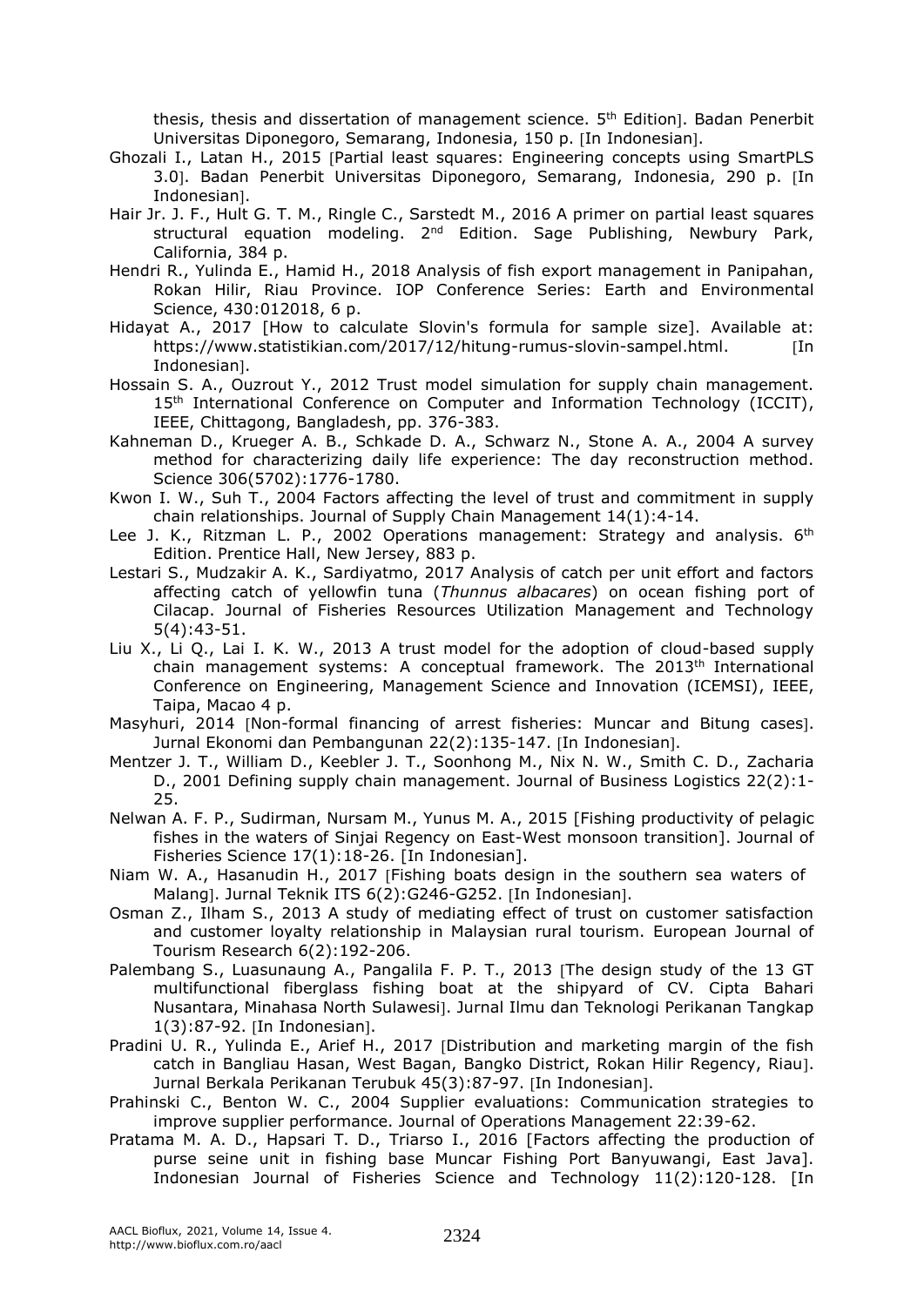thesis, thesis and dissertation of management science. 5th Edition]. Badan Penerbit Universitas Diponegoro, Semarang, Indonesia, 150 p. [In Indonesian].

Ghozali I., Latan H., 2015 [Partial least squares: Engineering concepts using SmartPLS 3.0]. Badan Penerbit Universitas Diponegoro, Semarang, Indonesia, 290 p. [In Indonesian].

Hair Jr. J. F., Hult G. T. M., Ringle C., Sarstedt M., 2016 A primer on partial least squares structural equation modeling. 2nd Edition. Sage Publishing, Newbury Park, California, 384 p.

Hendri R., Yulinda E., Hamid H., 2018 Analysis of fish export management in Panipahan, Rokan Hilir, Riau Province. IOP Conference Series: Earth and Environmental Science, 430:012018, 6 p.

Hidayat A., 2017 [How to calculate Slovin's formula for sample size]. Available at: https://www.statistikian.com/2017/12/hitung-rumus-slovin-sampel.html. [In Indonesian].

Hossain S. A., Ouzrout Y., 2012 Trust model simulation for supply chain management. 15th International Conference on Computer and Information Technology (ICCIT), IEEE, Chittagong, Bangladesh, pp. 376-383.

Kahneman D., Krueger A. B., Schkade D. A., Schwarz N., Stone A. A., 2004 A survey method for characterizing daily life experience: The day reconstruction method. Science 306(5702):1776-1780.

Kwon I. W., Suh T., 2004 Factors affecting the level of trust and commitment in supply chain relationships. Journal of Supply Chain Management 14(1):4-14.

Lee J. K., Ritzman L. P., 2002 Operations management: Strategy and analysis. 6th Edition. Prentice Hall, New Jersey, 883 p.

Lestari S., Mudzakir A. K., Sardiyatmo, 2017 Analysis of catch per unit effort and factors affecting catch of yellowfin tuna (*Thunnus albacares*) on ocean fishing port of Cilacap. Journal of Fisheries Resources Utilization Management and Technology 5(4):43-51.

Liu X., Li Q., Lai I. K. W., 2013 A trust model for the adoption of cloud-based supply chain management systems: A conceptual framework. The 2013th International Conference on Engineering, Management Science and Innovation (ICEMSI), IEEE, Taipa, Macao 4 p.

Masyhuri, 2014 [Non-formal financing of arrest fisheries: Muncar and Bitung cases]. Jurnal Ekonomi dan Pembangunan 22(2):135-147. [In Indonesian].

Mentzer J. T., William D., Keebler J. T., Soonhong M., Nix N. W., Smith C. D., Zacharia D., 2001 Defining supply chain management. Journal of Business Logistics 22(2):1-25.

Nelwan A. F. P., Sudirman, Nursam M., Yunus M. A., 2015 [Fishing productivity of pelagic fishes in the waters of Sinjai Regency on East-West monsoon transition]. Journal of Fisheries Science 17(1):18-26. [In Indonesian].

Niam W. A., Hasanudin H., 2017 [Fishing boats design in the southern sea waters of Malang]. Jurnal Teknik ITS 6(2):G246-G252. [In Indonesian].

Osman Z., Ilham S., 2013 A study of mediating effect of trust on customer satisfaction and customer loyalty relationship in Malaysian rural tourism. European Journal of Tourism Research 6(2):192-206.

Palembang S., Luasunaung A., Pangalila F. P. T., 2013 [The design study of the 13 GT multifunctional fiberglass fishing boat at the shipyard of CV. Cipta Bahari Nusantara, Minahasa North Sulawesi]. Jurnal Ilmu dan Teknologi Perikanan Tangkap 1(3):87-92. [In Indonesian].

Pradini U. R., Yulinda E., Arief H., 2017 [Distribution and marketing margin of the fish catch in Bangliau Hasan, West Bagan, Bangko District, Rokan Hilir Regency, Riau]. Jurnal Berkala Perikanan Terubuk 45(3):87-97. [In Indonesian].

Prahinski C., Benton W. C., 2004 Supplier evaluations: Communication strategies to improve supplier performance. Journal of Operations Management 22:39-62.

Pratama M. A. D., Hapsari T. D., Triarso I., 2016 [Factors affecting the production of purse seine unit in fishing base Muncar Fishing Port Banyuwangi, East Java]. Indonesian Journal of Fisheries Science and Technology 11(2):120-128. [In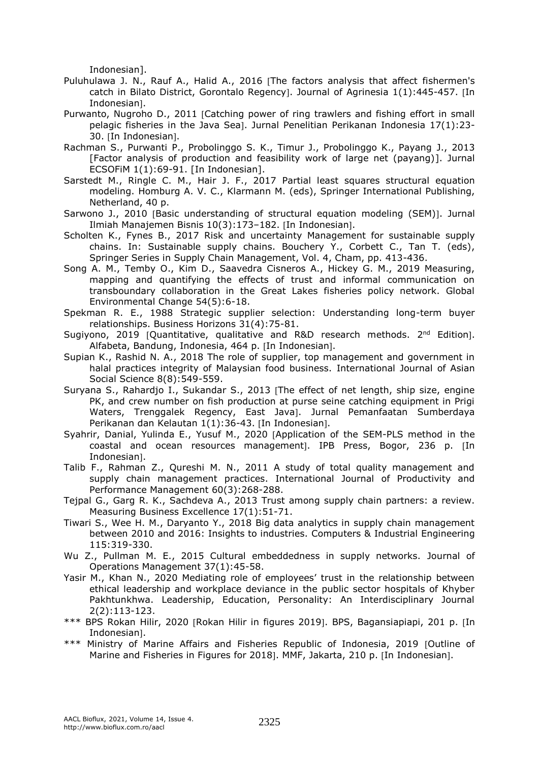Indonesian].

Puluhulawa J. N., Rauf A., Halid A., 2016 [The factors analysis that affect fishermen's catch in Bilato District, Gorontalo Regency]. Journal of Agrinesia 1(1):445-457. [In Indonesian].

Purwanto, Nugroho D., 2011 [Catching power of ring trawlers and fishing effort in small pelagic fisheries in the Java Sea]. Jurnal Penelitian Perikanan Indonesia 17(1):23-30. [In Indonesian].

Rachman S., Purwanti P., Probolinggo S. K., Timur J., Probolinggo K., Payang J., 2013 [Factor analysis of production and feasibility work of large net (payang)]. Jurnal ECSOFiM 1(1):69-91. [In Indonesian].

Sarstedt M., Ringle C. M., Hair J. F., 2017 Partial least squares structural equation modeling. Homburg A. V. C., Klarmann M. (eds), Springer International Publishing, Netherland, 40 p.

Sarwono J., 2010 [Basic understanding of structural equation modeling (SEM)]. Jurnal Ilmiah Manajemen Bisnis 10(3):173–182. [In Indonesian].

Scholten K., Fynes B., 2017 Risk and uncertainty Management for sustainable supply chains. In: Sustainable supply chains. Bouchery Y., Corbett C., Tan T. (eds), Springer Series in Supply Chain Management, Vol. 4, Cham, pp. 413-436.

Song A. M., Temby O., Kim D., Saavedra Cisneros A., Hickey G. M., 2019 Measuring, mapping and quantifying the effects of trust and informal communication on transboundary collaboration in the Great Lakes fisheries policy network. Global Environmental Change 54(5):6-18.

Spekman R. E., 1988 Strategic supplier selection: Understanding long-term buyer relationships. Business Horizons 31(4):75-81.

Sugiyono, 2019 [Quantitative, qualitative and R&D research methods. 2nd Edition]. Alfabeta, Bandung, Indonesia, 464 p. [In Indonesian].

Supian K., Rashid N. A., 2018 The role of supplier, top management and government in halal practices integrity of Malaysian food business. International Journal of Asian Social Science 8(8):549-559.

Suryana S., Rahardjo I., Sukandar S., 2013 [The effect of net length, ship size, engine PK, and crew number on fish production at purse seine catching equipment in Prigi Waters, Trenggalek Regency, East Java]. Jurnal Pemanfaatan Sumberdaya Perikanan dan Kelautan 1(1):36-43. [In Indonesian].

Syahrir, Danial, Yulinda E., Yusuf M., 2020 [Application of the SEM-PLS method in the coastal and ocean resources management]. IPB Press, Bogor, 236 p. [In Indonesian].

Talib F., Rahman Z., Qureshi M. N., 2011 A study of total quality management and supply chain management practices. International Journal of Productivity and Performance Management 60(3):268-288.

Tejpal G., Garg R. K., Sachdeva A., 2013 Trust among supply chain partners: a review. Measuring Business Excellence 17(1):51-71.

Tiwari S., Wee H. M., Daryanto Y., 2018 Big data analytics in supply chain management between 2010 and 2016: Insights to industries. Computers & Industrial Engineering 115:319-330.

Wu Z., Pullman M. E., 2015 Cultural embeddedness in supply networks. Journal of Operations Management 37(1):45-58.

Yasir M., Khan N., 2020 Mediating role of employees' trust in the relationship between ethical leadership and workplace deviance in the public sector hospitals of Khyber Pakhtunkhwa. Leadership, Education, Personality: An Interdisciplinary Journal 2(2):113-123.

*** BPS Rokan Hilir, 2020 [Rokan Hilir in figures 2019]. BPS, Bagansiapiapi, 201 p. [In Indonesian].

*** Ministry of Marine Affairs and Fisheries Republic of Indonesia, 2019 [Outline of Marine and Fisheries in Figures for 2018]. MMF, Jakarta, 210 p. [In Indonesian].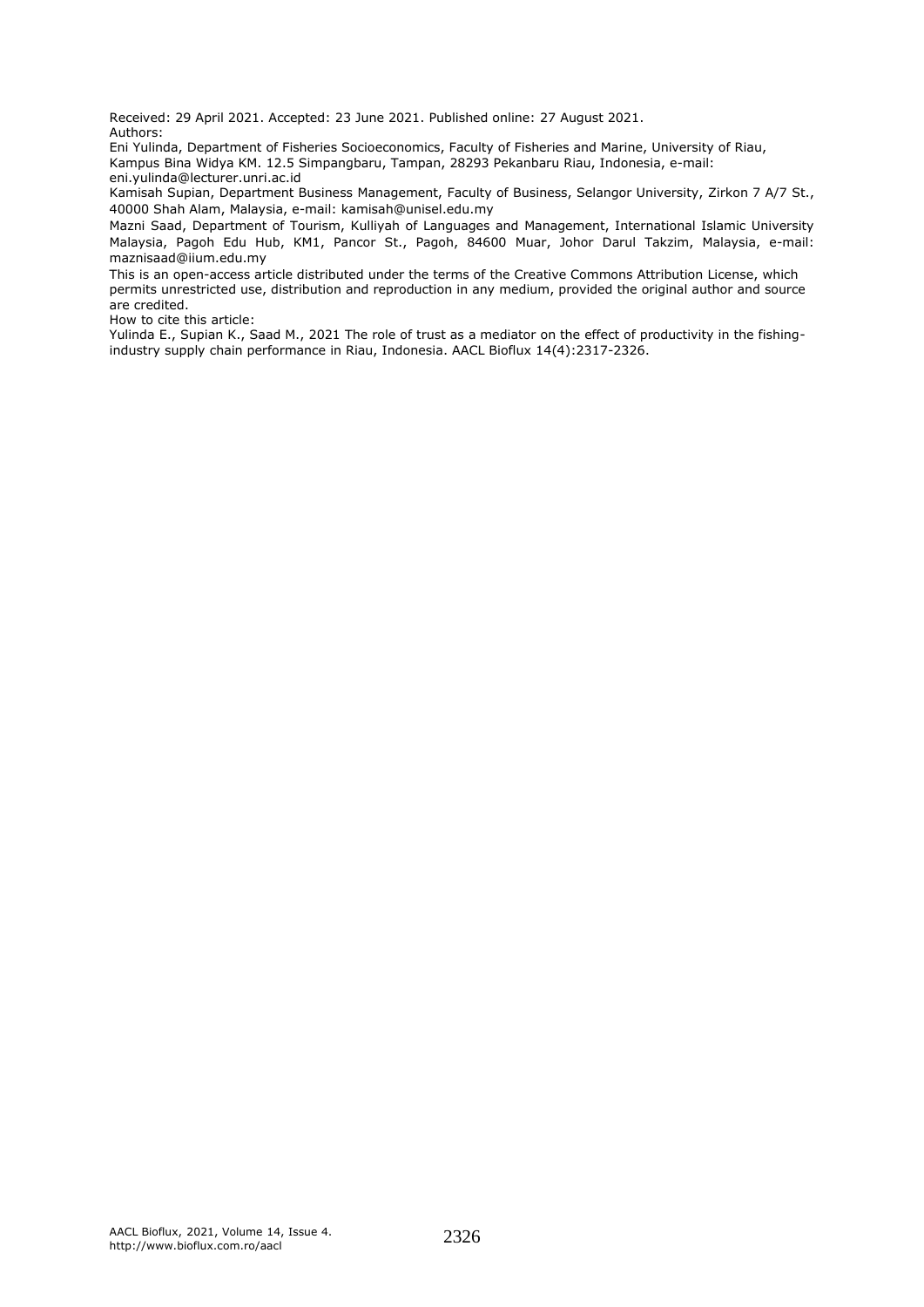Received: 29 April 2021. Accepted: 23 June 2021. Published online: 27 August 2021.

Authors:

Eni Yulinda, Department of Fisheries Socioeconomics, Faculty of Fisheries and Marine, University of Riau, Kampus Bina Widya KM. 12.5 Simpangbaru, Tampan, 28293 Pekanbaru Riau, Indonesia, e-mail: eni.yulinda@lecturer.unri.ac.id

Kamisah Supian, Department Business Management, Faculty of Business, Selangor University, Zirkon 7 A/7 St., 40000 Shah Alam, Malaysia, e-mail: kamisah@unisel.edu.my

Mazni Saad, Department of Tourism, Kulliyah of Languages and Management, International Islamic University Malaysia, Pagoh Edu Hub, KM1, Pancor St., Pagoh, 84600 Muar, Johor Darul Takzim, Malaysia, e-mail: maznisaad@iium.edu.my

This is an open-access article distributed under the terms of the Creative Commons Attribution License, which permits unrestricted use, distribution and reproduction in any medium, provided the original author and source are credited.

How to cite this article:

Yulinda E., Supian K., Saad M., 2021 The role of trust as a mediator on the effect of productivity in the fishing-industry supply chain performance in Riau, Indonesia. AACL Bioflux 14(4):2317-2326.